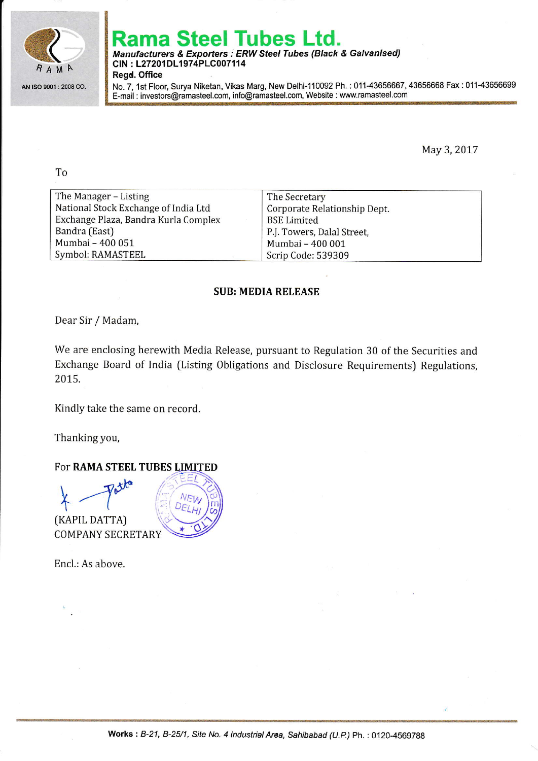# Rama Steel Tubes Ltd.

***Manufacturers & Exporters : ERW Steel Tubes (Black & Galvanised)***
**CIN : L27201DL1974PLC007114**
**Regd. Office**
No. 7, 1st Floor, Surya Niketan, Vikas Marg, New Delhi-110092 Ph. : 011-43656667, 43656668 Fax : 011-43656699
E-mail : investors@ramasteel.com, info@ramasteel.com, Website : www.ramasteel.com

RAMA

AN ISO 9001 : 2008 CO.

May 3, 2017

To

| The Manager – Listing<br>National Stock Exchange of India Ltd<br>Exchange Plaza, Bandra Kurla Complex<br>Bandra (East)<br>Mumbai – 400 051<br>Symbol: RAMASTEEL | The Secretary<br>Corporate Relationship Dept.<br>BSE Limited<br>P.J. Towers, Dalal Street,<br>Mumbai – 400 001<br>Scrip Code: 539309 |
|---|---|

**SUB: MEDIA RELEASE**

Dear Sir / Madam,

We are enclosing herewith Media Release, pursuant to Regulation 30 of the Securities and Exchange Board of India (Listing Obligations and Disclosure Requirements) Regulations, 2015.

Kindly take the same on record.

Thanking you,

For **RAMA STEEL TUBES LIMITED**

(KAPIL DATTA)
COMPANY SECRETARY

Encl.: As above.

**Works :** *B-21, B-25/1, Site No. 4 Industrial Area, Sahibabad (U.P.)* Ph. : 0120-4569788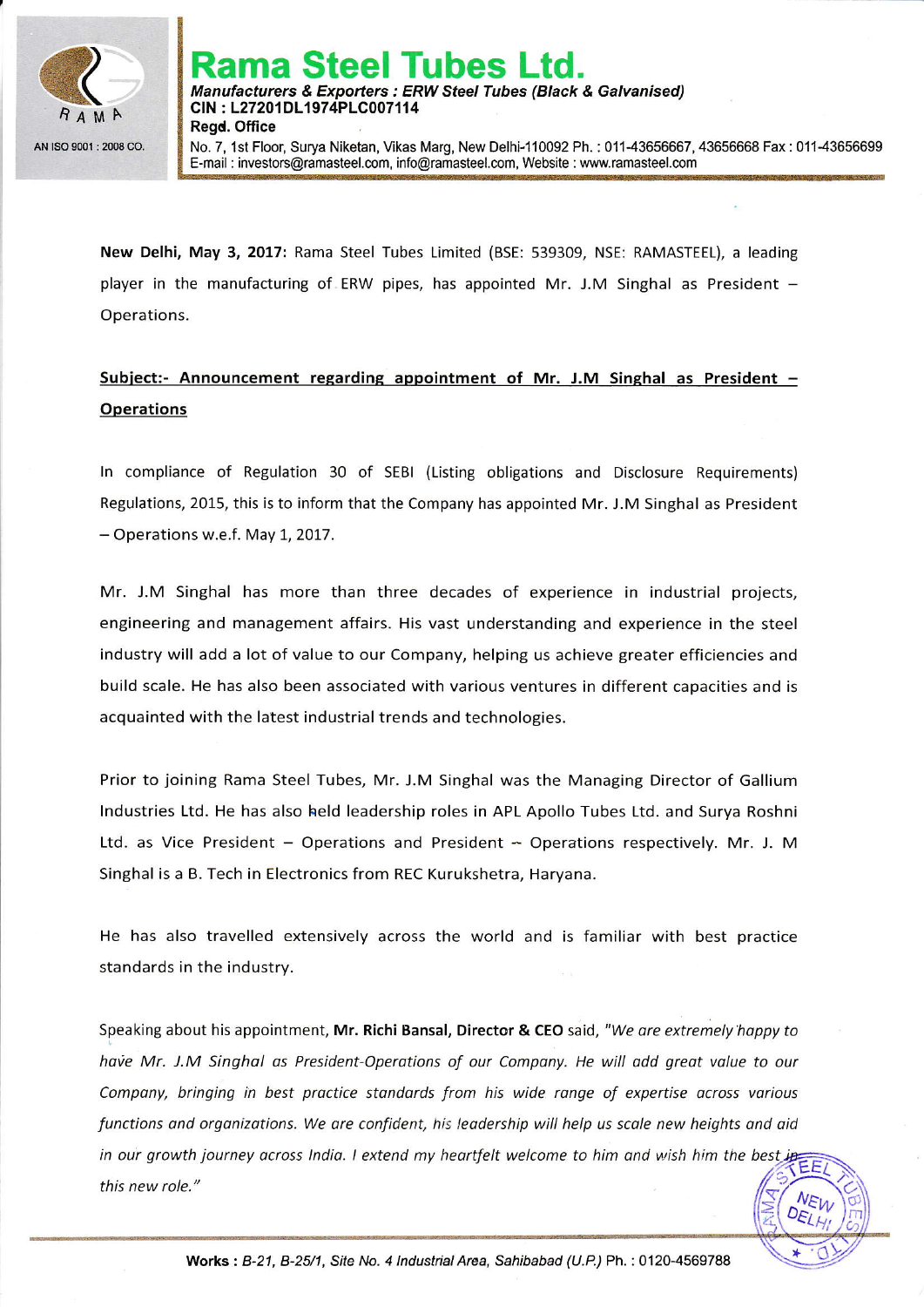# Rama Steel Tubes Ltd.

***Manufacturers & Exporters : ERW Steel Tubes (Black & Galvanised)***
**CIN : L27201DL1974PLC007114**
**Regd. Office**
No. 7, 1st Floor, Surya Niketan, Vikas Marg, New Delhi-110092 Ph. : 011-43656667, 43656668 Fax : 011-43656699
E-mail : investors@ramasteel.com, info@ramasteel.com, Website : www.ramasteel.com

AN ISO 9001 : 2008 CO.

**New Delhi, May 3, 2017:** Rama Steel Tubes Limited (BSE: 539309, NSE: RAMASTEEL), a leading player in the manufacturing of ERW pipes, has appointed Mr. J.M Singhal as President – Operations.

**<u>Subject:- Announcement regarding appointment of Mr. J.M Singhal as President – Operations</u>**

In compliance of Regulation 30 of SEBI (Listing obligations and Disclosure Requirements) Regulations, 2015, this is to inform that the Company has appointed Mr. J.M Singhal as President – Operations w.e.f. May 1, 2017.

Mr. J.M Singhal has more than three decades of experience in industrial projects, engineering and management affairs. His vast understanding and experience in the steel industry will add a lot of value to our Company, helping us achieve greater efficiencies and build scale. He has also been associated with various ventures in different capacities and is acquainted with the latest industrial trends and technologies.

Prior to joining Rama Steel Tubes, Mr. J.M Singhal was the Managing Director of Gallium Industries Ltd. He has also held leadership roles in APL Apollo Tubes Ltd. and Surya Roshni Ltd. as Vice President – Operations and President – Operations respectively. Mr. J. M Singhal is a B. Tech in Electronics from REC Kurukshetra, Haryana.

He has also travelled extensively across the world and is familiar with best practice standards in the industry.

Speaking about his appointment, **Mr. Richi Bansal, Director & CEO** said, *"We are extremely happy to have Mr. J.M Singhal as President-Operations of our Company. He will add great value to our Company, bringing in best practice standards from his wide range of expertise across various functions and organizations. We are confident, his leadership will help us scale new heights and aid in our growth journey across India. I extend my heartfelt welcome to him and wish him the best in this new role."*

**Works :** *B-21, B-25/1, Site No. 4 Industrial Area, Sahibabad (U.P.)* Ph. : 0120-4569788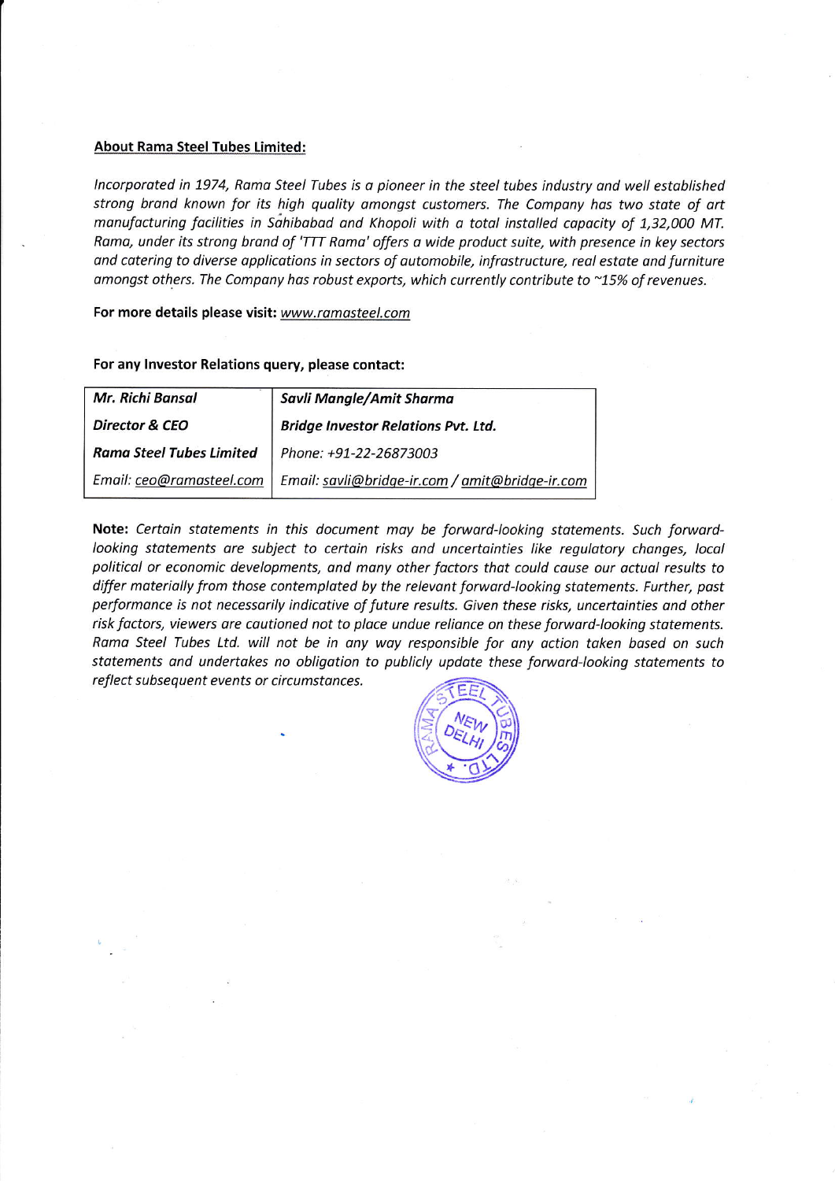**About Rama Steel Tubes Limited:**

*Incorporated in 1974, Rama Steel Tubes is a pioneer in the steel tubes industry and well established strong brand known for its high quality amongst customers. The Company has two state of art manufacturing facilities in Sahibabad and Khopoli with a total installed capacity of 1,32,000 MT. Rama, under its strong brand of 'TTT Rama' offers a wide product suite, with presence in key sectors and catering to diverse applications in sectors of automobile, infrastructure, real estate and furniture amongst others. The Company has robust exports, which currently contribute to ~15% of revenues.*

**For more details please visit:** www.ramasteel.com

**For any Investor Relations query, please contact:**

| | |
|---|---|
| ***Mr. Richi Bansal*** | ***Savli Mangle/Amit Sharma*** |
| ***Director & CEO*** | ***Bridge Investor Relations Pvt. Ltd.*** |
| ***Rama Steel Tubes Limited*** | *Phone: +91-22-26873003* |
| *Email: ceo@ramasteel.com* | *Email: savli@bridge-ir.com / amit@bridge-ir.com* |

**Note:** *Certain statements in this document may be forward-looking statements. Such forward-looking statements are subject to certain risks and uncertainties like regulatory changes, local political or economic developments, and many other factors that could cause our actual results to differ materially from those contemplated by the relevant forward-looking statements. Further, past performance is not necessarily indicative of future results. Given these risks, uncertainties and other risk factors, viewers are cautioned not to place undue reliance on these forward-looking statements. Rama Steel Tubes Ltd. will not be in any way responsible for any action taken based on such statements and undertakes no obligation to publicly update these forward-looking statements to reflect subsequent events or circumstances.*